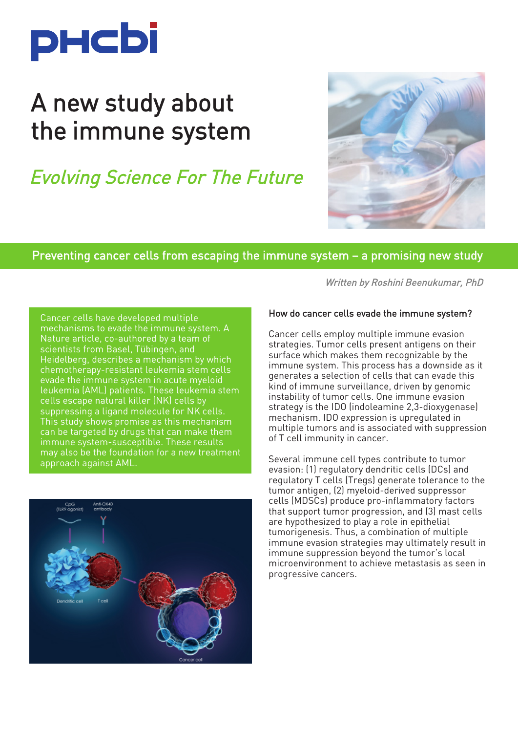# A new study about the immune system

*Evolving Science For The Future*

## Preventing cancer cells from escaping the immune system – a promising new study

*Written by Roshini Beenukumar, PhD*

Cancer cells have developed multiple mechanisms to evade the immune system. A Nature article, co-authored by a team of scientists from Basel, Tübingen, and Heidelberg, describes a mechanism by which chemotherapy-resistant leukemia stem cells evade the immune system in acute myeloid leukemia (AML) patients. These leukemia stem cells escape natural killer (NK) cells by suppressing a ligand molecule for NK cells. This study shows promise as this mechanism can be targeted by drugs that can make them immune system-susceptible. These results may also be the foundation for a new treatment approach against AML.

### How do cancer cells evade the immune system?

Cancer cells employ multiple immune evasion strategies. Tumor cells present antigens on their surface which makes them recognizable by the immune system. This process has a downside as it generates a selection of cells that can evade this kind of immune surveillance, driven by genomic instability of tumor cells. One immune evasion strategy is the IDO (indoleamine 2,3-dioxygenase) mechanism. IDO expression is upregulated in multiple tumors and is associated with suppression of T cell immunity in cancer.

Several immune cell types contribute to tumor evasion: (1) regulatory dendritic cells (DCs) and regulatory T cells (Tregs) generate tolerance to the tumor antigen, (2) myeloid-derived suppressor cells (MDSCs) produce pro-inflammatory factors that support tumor progression, and (3) mast cells are hypothesized to play a role in epithelial tumorigenesis. Thus, a combination of multiple immune evasion strategies may ultimately result in immune suppression beyond the tumor's local microenvironment to achieve metastasis as seen in progressive cancers.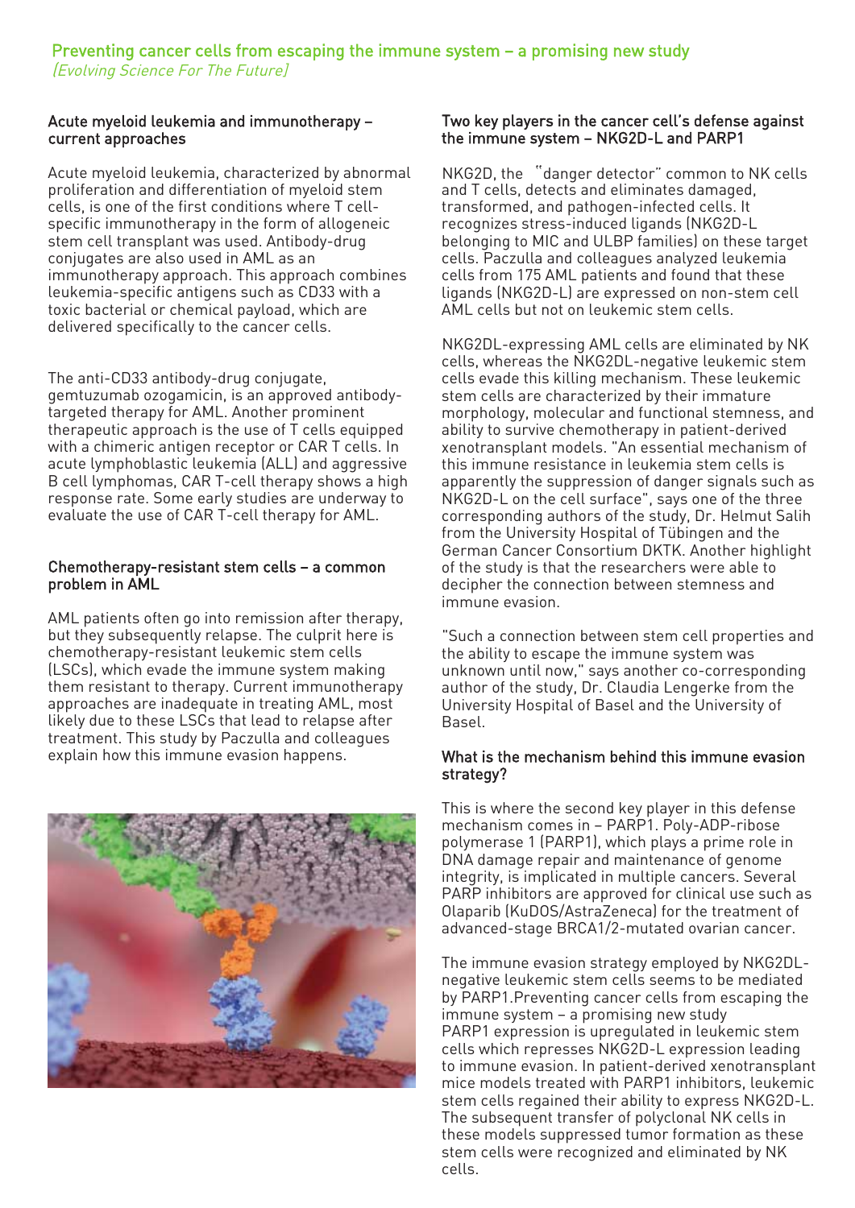## Preventing cancer cells from escaping the immune system – a promising new study

*(Evolving Science For The Future)*

### Acute myeloid leukemia and immunotherapy – current approaches

Acute myeloid leukemia, characterized by abnormal proliferation and differentiation of myeloid stem cells, is one of the first conditions where T cell-specific immunotherapy in the form of allogeneic stem cell transplant was used. Antibody-drug conjugates are also used in AML as an immunotherapy approach. This approach combines leukemia-specific antigens such as CD33 with a toxic bacterial or chemical payload, which are delivered specifically to the cancer cells.

The anti-CD33 antibody-drug conjugate, gemtuzumab ozogamicin, is an approved antibody-targeted therapy for AML. Another prominent therapeutic approach is the use of T cells equipped with a chimeric antigen receptor or CAR T cells. In acute lymphoblastic leukemia (ALL) and aggressive B cell lymphomas, CAR T-cell therapy shows a high response rate. Some early studies are underway to evaluate the use of CAR T-cell therapy for AML.

### Chemotherapy-resistant stem cells – a common problem in AML

AML patients often go into remission after therapy, but they subsequently relapse. The culprit here is chemotherapy-resistant leukemic stem cells (LSCs), which evade the immune system making them resistant to therapy. Current immunotherapy approaches are inadequate in treating AML, most likely due to these LSCs that lead to relapse after treatment. This study by Paczulla and colleagues explain how this immune evasion happens.

### Two key players in the cancer cell's defense against the immune system – NKG2D-L and PARP1

NKG2D, the "danger detector" common to NK cells and T cells, detects and eliminates damaged, transformed, and pathogen-infected cells. It recognizes stress-induced ligands (NKG2D-L belonging to MIC and ULBP families) on these target cells. Paczulla and colleagues analyzed leukemia cells from 175 AML patients and found that these ligands (NKG2D-L) are expressed on non-stem cell AML cells but not on leukemic stem cells.

NKG2DL-expressing AML cells are eliminated by NK cells, whereas the NKG2DL-negative leukemic stem cells evade this killing mechanism. These leukemic stem cells are characterized by their immature morphology, molecular and functional stemness, and ability to survive chemotherapy in patient-derived xenotransplant models. "An essential mechanism of this immune resistance in leukemia stem cells is apparently the suppression of danger signals such as NKG2D-L on the cell surface", says one of the three corresponding authors of the study, Dr. Helmut Salih from the University Hospital of Tübingen and the German Cancer Consortium DKTK. Another highlight of the study is that the researchers were able to decipher the connection between stemness and immune evasion.

"Such a connection between stem cell properties and the ability to escape the immune system was unknown until now," says another co-corresponding author of the study, Dr. Claudia Lengerke from the University Hospital of Basel and the University of Basel.

### What is the mechanism behind this immune evasion strategy?

This is where the second key player in this defense mechanism comes in – PARP1. Poly-ADP-ribose polymerase 1 (PARP1), which plays a prime role in DNA damage repair and maintenance of genome integrity, is implicated in multiple cancers. Several PARP inhibitors are approved for clinical use such as Olaparib (KuDOS/AstraZeneca) for the treatment of advanced-stage BRCA1/2-mutated ovarian cancer.

The immune evasion strategy employed by NKG2DL-negative leukemic stem cells seems to be mediated by PARP1.Preventing cancer cells from escaping the immune system – a promising new study
PARP1 expression is upregulated in leukemic stem cells which represses NKG2D-L expression leading to immune evasion. In patient-derived xenotransplant mice models treated with PARP1 inhibitors, leukemic stem cells regained their ability to express NKG2D-L. The subsequent transfer of polyclonal NK cells in these models suppressed tumor formation as these stem cells were recognized and eliminated by NK cells.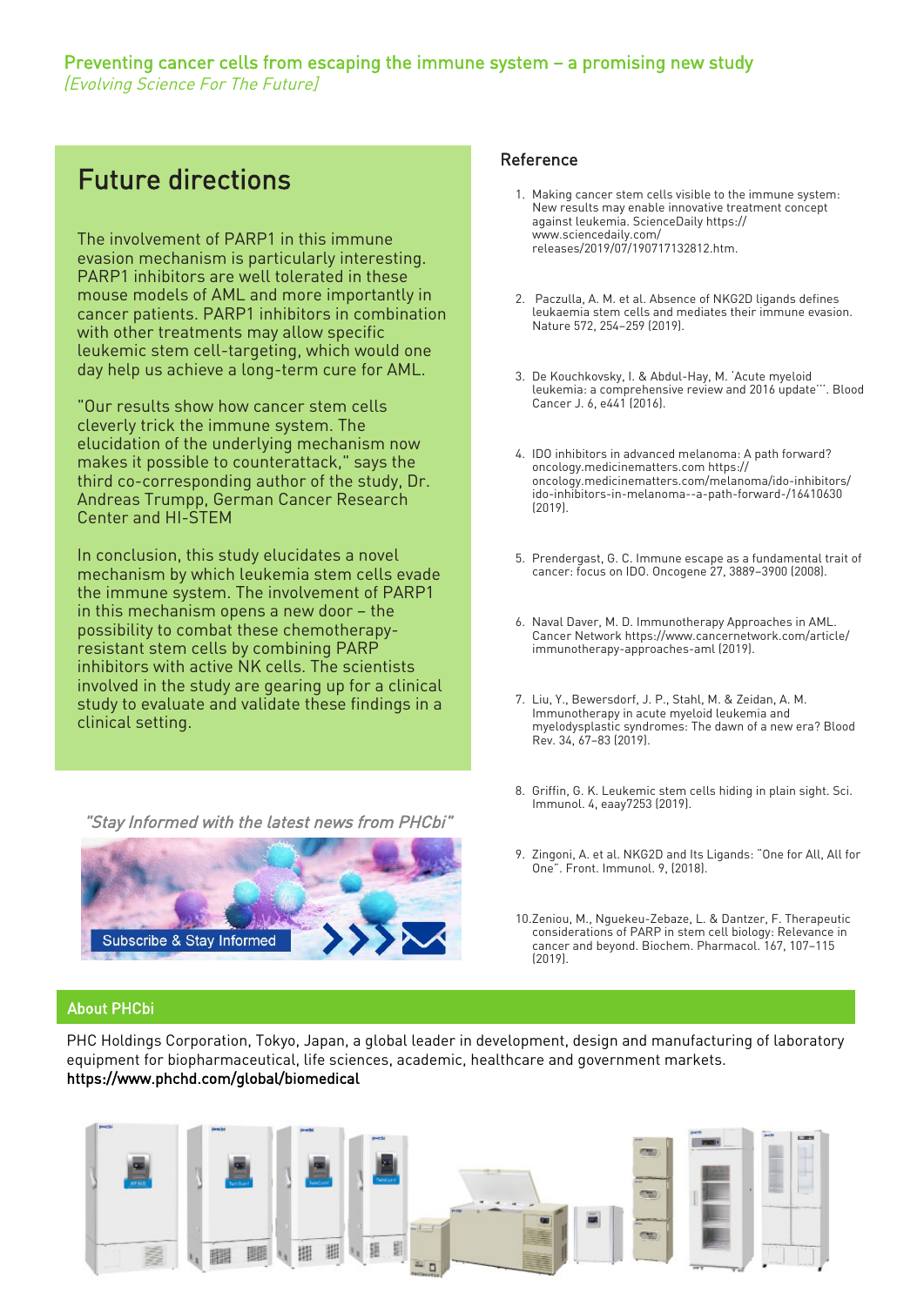## Future directions

The involvement of PARP1 in this immune evasion mechanism is particularly interesting. PARP1 inhibitors are well tolerated in these mouse models of AML and more importantly in cancer patients. PARP1 inhibitors in combination with other treatments may allow specific leukemic stem cell-targeting, which would one day help us achieve a long-term cure for AML.

"Our results show how cancer stem cells cleverly trick the immune system. The elucidation of the underlying mechanism now makes it possible to counterattack," says the third co-corresponding author of the study, Dr. Andreas Trumpp, German Cancer Research Center and HI-STEM

In conclusion, this study elucidates a novel mechanism by which leukemia stem cells evade the immune system. The involvement of PARP1 in this mechanism opens a new door – the possibility to combat these chemotherapy-resistant stem cells by combining PARP inhibitors with active NK cells. The scientists involved in the study are gearing up for a clinical study to evaluate and validate these findings in a clinical setting.

*"Stay Informed with the latest news from PHCbi"*

Subscribe & Stay Informed

## Reference

1. Making cancer stem cells visible to the immune system: New results may enable innovative treatment concept against leukemia. ScienceDaily https://www.sciencedaily.com/releases/2019/07/190717132812.htm.
2. Paczulla, A. M. et al. Absence of NKG2D ligands defines leukaemia stem cells and mediates their immune evasion. Nature 572, 254–259 (2019).
3. De Kouchkovsky, I. & Abdul-Hay, M. 'Acute myeloid leukemia: a comprehensive review and 2016 update''. Blood Cancer J. 6, e441 (2016).
4. IDO inhibitors in advanced melanoma: A path forward? oncology.medicinematters.com https://oncology.medicinematters.com/melanoma/ido-inhibitors/ido-inhibitors-in-melanoma--a-path-forward-/16410630 (2019).
5. Prendergast, G. C. Immune escape as a fundamental trait of cancer: focus on IDO. Oncogene 27, 3889–3900 (2008).
6. Naval Daver, M. D. Immunotherapy Approaches in AML. Cancer Network https://www.cancernetwork.com/article/immunotherapy-approaches-aml (2019).
7. Liu, Y., Bewersdorf, J. P., Stahl, M. & Zeidan, A. M. Immunotherapy in acute myeloid leukemia and myelodysplastic syndromes: The dawn of a new era? Blood Rev. 34, 67–83 (2019).
8. Griffin, G. K. Leukemic stem cells hiding in plain sight. Sci. Immunol. 4, eaay7253 (2019).
9. Zingoni, A. et al. NKG2D and Its Ligands: "One for All, All for One". Front. Immunol. 9, (2018).
10. Zeniou, M., Nguekeu-Zebaze, L. & Dantzer, F. Therapeutic considerations of PARP in stem cell biology: Relevance in cancer and beyond. Biochem. Pharmacol. 167, 107–115 (2019).

### About PHCbi

PHC Holdings Corporation, Tokyo, Japan, a global leader in development, design and manufacturing of laboratory equipment for biopharmaceutical, life sciences, academic, healthcare and government markets.
https://www.phchd.com/global/biomedical